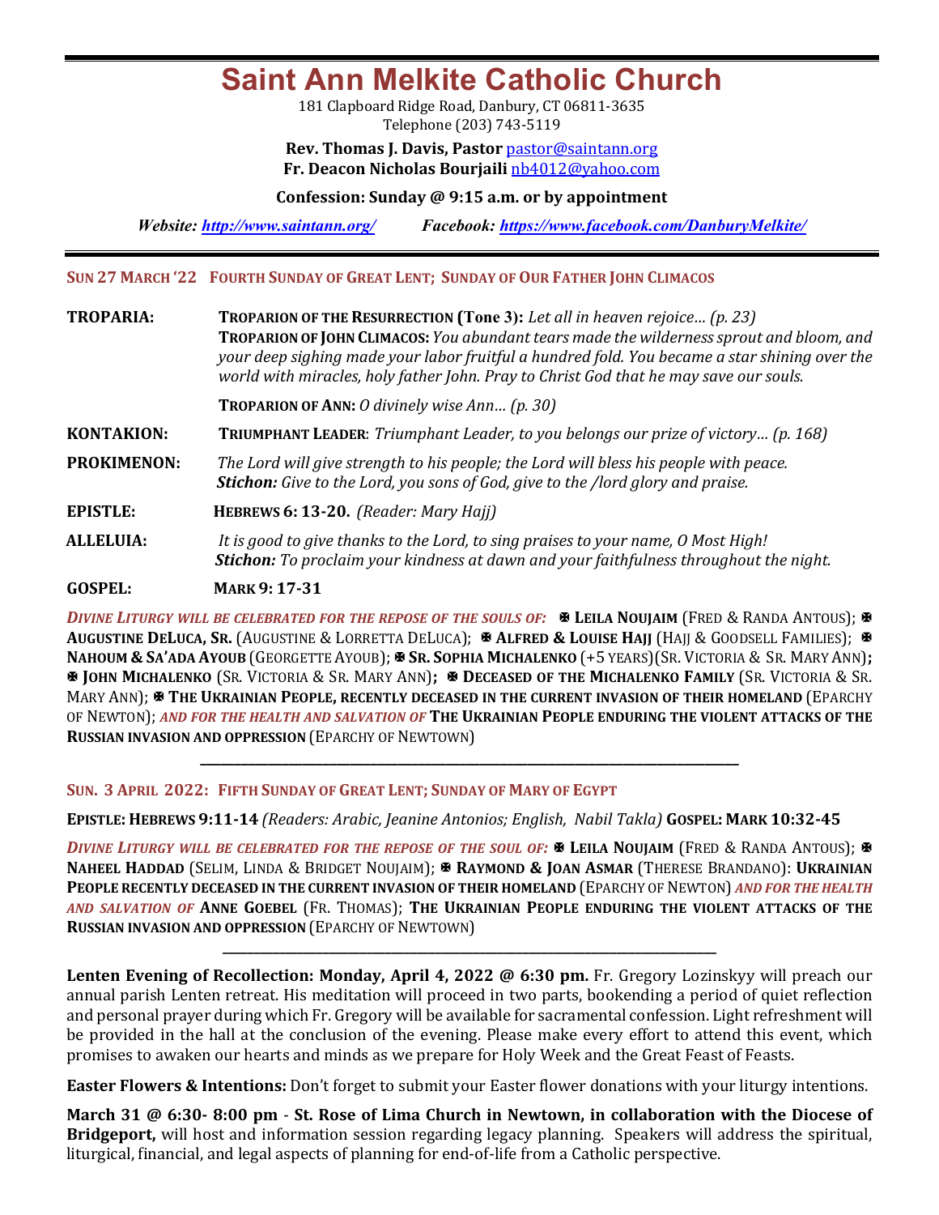# Saint Ann Melkite Catholic Church

181 Clapboard Ridge Road, Danbury, CT 06811-3635
Telephone (203) 743-5119

**Rev. Thomas J. Davis, Pastor** pastor@saintann.org
**Fr. Deacon Nicholas Bourjaili** nb4012@yahoo.com

**Confession: Sunday @ 9:15 a.m. or by appointment**

***Website: http://www.saintann.org/*** ***Facebook: https://www.facebook.com/DanburyMelkite/***

---

**SUN 27 MARCH '22 FOURTH SUNDAY OF GREAT LENT; SUNDAY OF OUR FATHER JOHN CLIMACOS**

**TROPARIA:** **TROPARION OF THE RESURRECTION (Tone 3):** *Let all in heaven rejoice… (p. 23)*
**TROPARION OF JOHN CLIMACOS:** *You abundant tears made the wilderness sprout and bloom, and your deep sighing made your labor fruitful a hundred fold. You became a star shining over the world with miracles, holy father John. Pray to Christ God that he may save our souls.*

**TROPARION OF ANN:** *O divinely wise Ann… (p. 30)*

**KONTAKION:** **TRIUMPHANT LEADER**: *Triumphant Leader, to you belongs our prize of victory… (p. 168)*

**PROKIMENON:** *The Lord will give strength to his people; the Lord will bless his people with peace.*
***Stichon:*** *Give to the Lord, you sons of God, give to the /lord glory and praise.*

**EPISTLE:** **HEBREWS 6: 13-20.** *(Reader: Mary Hajj)*

**ALLELUIA:** *It is good to give thanks to the Lord, to sing praises to your name, O Most High!*
***Stichon:*** *To proclaim your kindness at dawn and your faithfulness throughout the night.*

**GOSPEL:** **MARK 9: 17-31**

***DIVINE LITURGY WILL BE CELEBRATED FOR THE REPOSE OF THE SOULS OF:*** ✠ **LEILA NOUJAIM** (FRED & RANDA ANTOUS); ✠ **AUGUSTINE DELUCA, SR.** (AUGUSTINE & LORRETTA DELUCA); ✠ **ALFRED & LOUISE HAJJ** (HAJJ & GOODSELL FAMILIES); ✠ **NAHOUM & SA'ADA AYOUB** (GEORGETTE AYOUB); ✠ **SR. SOPHIA MICHALENKO** (+5 YEARS)(SR. VICTORIA & SR. MARY ANN)**;** ✠ **JOHN MICHALENKO** (SR. VICTORIA & SR. MARY ANN)**;** ✠ **DECEASED OF THE MICHALENKO FAMILY** (SR. VICTORIA & SR. MARY ANN); ✠ **THE UKRAINIAN PEOPLE, RECENTLY DECEASED IN THE CURRENT INVASION OF THEIR HOMELAND** (EPARCHY OF NEWTON); ***AND FOR THE HEALTH AND SALVATION OF*** **THE UKRAINIAN PEOPLE ENDURING THE VIOLENT ATTACKS OF THE RUSSIAN INVASION AND OPPRESSION** (EPARCHY OF NEWTOWN)

---

**SUN. 3 APRIL 2022: FIFTH SUNDAY OF GREAT LENT; SUNDAY OF MARY OF EGYPT**

**EPISTLE: HEBREWS 9:11-14** *(Readers: Arabic, Jeanine Antonios; English, Nabil Takla)* **GOSPEL: MARK 10:32-45**

***DIVINE LITURGY WILL BE CELEBRATED FOR THE REPOSE OF THE SOUL OF:*** ✠ **LEILA NOUJAIM** (FRED & RANDA ANTOUS); ✠ **NAHEEL HADDAD** (SELIM, LINDA & BRIDGET NOUJAIM); ✠ **RAYMOND & JOAN ASMAR** (THERESE BRANDANO): **UKRAINIAN PEOPLE RECENTLY DECEASED IN THE CURRENT INVASION OF THEIR HOMELAND** (EPARCHY OF NEWTON) ***AND FOR THE HEALTH AND SALVATION OF*** **ANNE GOEBEL** (FR. THOMAS); **THE UKRAINIAN PEOPLE ENDURING THE VIOLENT ATTACKS OF THE RUSSIAN INVASION AND OPPRESSION** (EPARCHY OF NEWTOWN)

---

**Lenten Evening of Recollection: Monday, April 4, 2022 @ 6:30 pm.** Fr. Gregory Lozinskyy will preach our annual parish Lenten retreat. His meditation will proceed in two parts, bookending a period of quiet reflection and personal prayer during which Fr. Gregory will be available for sacramental confession. Light refreshment will be provided in the hall at the conclusion of the evening. Please make every effort to attend this event, which promises to awaken our hearts and minds as we prepare for Holy Week and the Great Feast of Feasts.

**Easter Flowers & Intentions:** Don't forget to submit your Easter flower donations with your liturgy intentions.

**March 31 @ 6:30- 8:00 pm** - **St. Rose of Lima Church in Newtown, in collaboration with the Diocese of Bridgeport,** will host and information session regarding legacy planning. Speakers will address the spiritual, liturgical, financial, and legal aspects of planning for end-of-life from a Catholic perspective.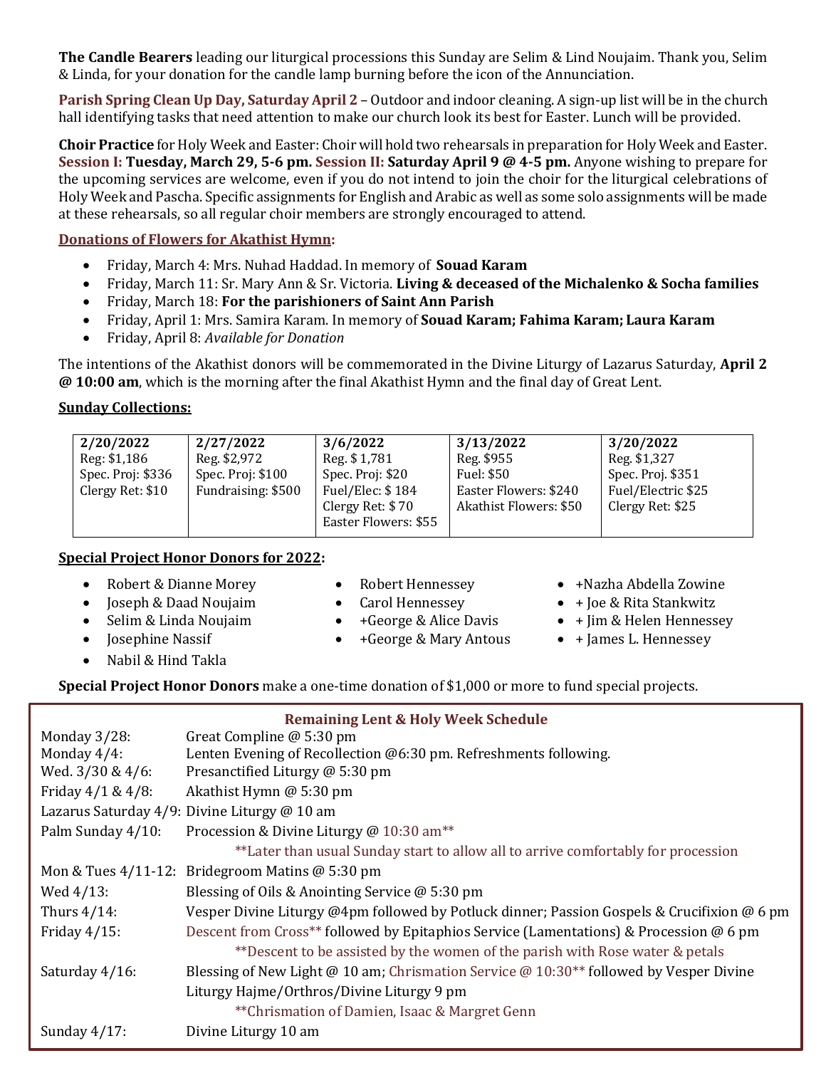**The Candle Bearers** leading our liturgical processions this Sunday are Selim & Lind Noujaim. Thank you, Selim & Linda, for your donation for the candle lamp burning before the icon of the Annunciation.

**Parish Spring Clean Up Day, Saturday April 2** – Outdoor and indoor cleaning. A sign-up list will be in the church hall identifying tasks that need attention to make our church look its best for Easter. Lunch will be provided.

**Choir Practice** for Holy Week and Easter: Choir will hold two rehearsals in preparation for Holy Week and Easter. **Session I: Tuesday, March 29, 5-6 pm. Session II: Saturday April 9 @ 4-5 pm.** Anyone wishing to prepare for the upcoming services are welcome, even if you do not intend to join the choir for the liturgical celebrations of Holy Week and Pascha. Specific assignments for English and Arabic as well as some solo assignments will be made at these rehearsals, so all regular choir members are strongly encouraged to attend.

**Donations of Flowers for Akathist Hymn:**

- Friday, March 4: Mrs. Nuhad Haddad. In memory of **Souad Karam**
- Friday, March 11: Sr. Mary Ann & Sr. Victoria. **Living & deceased of the Michalenko & Socha families**
- Friday, March 18: **For the parishioners of Saint Ann Parish**
- Friday, April 1: Mrs. Samira Karam. In memory of **Souad Karam; Fahima Karam; Laura Karam**
- Friday, April 8: *Available for Donation*

The intentions of the Akathist donors will be commemorated in the Divine Liturgy of Lazarus Saturday, **April 2 @ 10:00 am**, which is the morning after the final Akathist Hymn and the final day of Great Lent.

**Sunday Collections:**

| 2/20/2022 | 2/27/2022 | 3/6/2022 | 3/13/2022 | 3/20/2022 |
|---|---|---|---|---|
| Reg: $1,186<br>Spec. Proj: $336<br>Clergy Ret: $10 | Reg. $2,972<br>Spec. Proj: $100<br>Fundraising: $500 | Reg. $ 1,781<br>Spec. Proj: $20<br>Fuel/Elec: $ 184<br>Clergy Ret: $ 70<br>Easter Flowers: $55 | Reg. $955<br>Fuel: $50<br>Easter Flowers: $240<br>Akathist Flowers: $50 | Reg. $1,327<br>Spec. Proj. $351<br>Fuel/Electric $25<br>Clergy Ret: $25 |

**Special Project Honor Donors for 2022:**

- Robert & Dianne Morey
- Joseph & Daad Noujaim
- Selim & Linda Noujaim
- Josephine Nassif
- Nabil & Hind Takla
- Robert Hennessey
- Carol Hennessey
- +George & Alice Davis
- +George & Mary Antous
- +Nazha Abdella Zowine
- + Joe & Rita Stankwitz
- + Jim & Helen Hennessey
- + James L. Hennessey

**Special Project Honor Donors** make a one-time donation of $1,000 or more to fund special projects.

**Remaining Lent & Holy Week Schedule**

| | |
|---|---|
| Monday 3/28: | Great Compline @ 5:30 pm |
| Monday 4/4: | Lenten Evening of Recollection @6:30 pm. Refreshments following. |
| Wed. 3/30 & 4/6: | Presanctified Liturgy @ 5:30 pm |
| Friday 4/1 & 4/8: | Akathist Hymn @ 5:30 pm |
| Lazarus Saturday 4/9: | Divine Liturgy @ 10 am |
| Palm Sunday 4/10: | Procession & Divine Liturgy @ 10:30 am**<br>**Later than usual Sunday start to allow all to arrive comfortably for procession |
| Mon & Tues 4/11-12: | Bridegroom Matins @ 5:30 pm |
| Wed 4/13: | Blessing of Oils & Anointing Service @ 5:30 pm |
| Thurs 4/14: | Vesper Divine Liturgy @4pm followed by Potluck dinner; Passion Gospels & Crucifixion @ 6 pm |
| Friday 4/15: | Descent from Cross** followed by Epitaphios Service (Lamentations) & Procession @ 6 pm<br>**Descent to be assisted by the women of the parish with Rose water & petals |
| Saturday 4/16: | Blessing of New Light @ 10 am; Chrismation Service @ 10:30** followed by Vesper Divine Liturgy Hajme/Orthros/Divine Liturgy 9 pm<br>**Chrismation of Damien, Isaac & Margret Genn |
| Sunday 4/17: | Divine Liturgy 10 am |